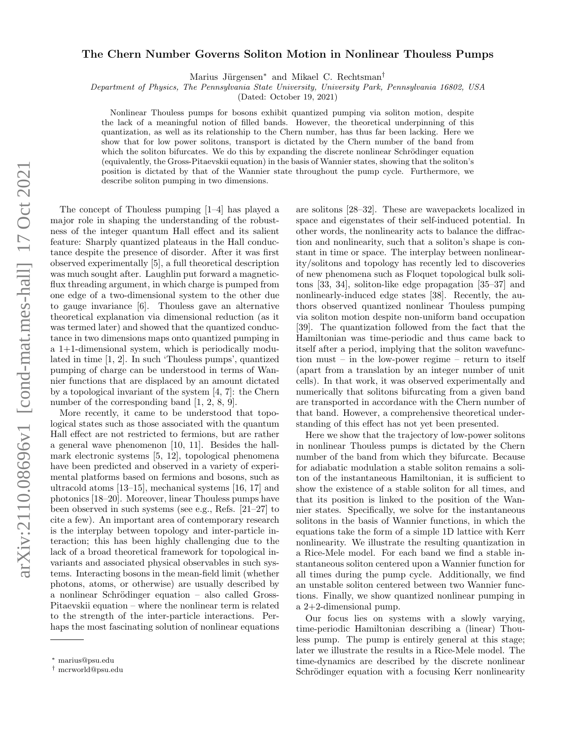# The Chern Number Governs Soliton Motion in Nonlinear Thouless Pumps

Marius Jürgensen* and Mikael C. Rechtsman†

*Department of Physics, The Pennsylvania State University, University Park, Pennsylvania 16802, USA*

(Dated: October 19, 2021)

Nonlinear Thouless pumps for bosons exhibit quantized pumping via soliton motion, despite the lack of a meaningful notion of filled bands. However, the theoretical underpinning of this quantization, as well as its relationship to the Chern number, has thus far been lacking. Here we show that for low power solitons, transport is dictated by the Chern number of the band from which the soliton bifurcates. We do this by expanding the discrete nonlinear Schrödinger equation (equivalently, the Gross-Pitaevskii equation) in the basis of Wannier states, showing that the soliton's position is dictated by that of the Wannier state throughout the pump cycle. Furthermore, we describe soliton pumping in two dimensions.

The concept of Thouless pumping [1–4] has played a major role in shaping the understanding of the robustness of the integer quantum Hall effect and its salient feature: Sharply quantized plateaus in the Hall conductance despite the presence of disorder. After it was first observed experimentally [5], a full theoretical description was much sought after. Laughlin put forward a magnetic-flux threading argument, in which charge is pumped from one edge of a two-dimensional system to the other due to gauge invariance [6]. Thouless gave an alternative theoretical explanation via dimensional reduction (as it was termed later) and showed that the quantized conductance in two dimensions maps onto quantized pumping in a 1+1-dimensional system, which is periodically modulated in time [1, 2]. In such 'Thouless pumps', quantized pumping of charge can be understood in terms of Wannier functions that are displaced by an amount dictated by a topological invariant of the system [4, 7]: the Chern number of the corresponding band [1, 2, 8, 9].

More recently, it came to be understood that topological states such as those associated with the quantum Hall effect are not restricted to fermions, but are rather a general wave phenomenon [10, 11]. Besides the hallmark electronic systems [5, 12], topological phenomena have been predicted and observed in a variety of experimental platforms based on fermions and bosons, such as ultracold atoms [13–15], mechanical systems [16, 17] and photonics [18–20]. Moreover, linear Thouless pumps have been observed in such systems (see e.g., Refs. [21–27] to cite a few). An important area of contemporary research is the interplay between topology and inter-particle interaction; this has been highly challenging due to the lack of a broad theoretical framework for topological invariants and associated physical observables in such systems. Interacting bosons in the mean-field limit (whether photons, atoms, or otherwise) are usually described by a nonlinear Schrödinger equation – also called Gross-Pitaevskii equation – where the nonlinear term is related to the strength of the inter-particle interactions. Perhaps the most fascinating solution of nonlinear equations are solitons [28–32]. These are wavepackets localized in space and eigenstates of their self-induced potential. In other words, the nonlinearity acts to balance the diffraction and nonlinearity, such that a soliton's shape is constant in time or space. The interplay between nonlinearity/solitons and topology has recently led to discoveries of new phenomena such as Floquet topological bulk solitons [33, 34], soliton-like edge propagation [35–37] and nonlinearly-induced edge states [38]. Recently, the authors observed quantized nonlinear Thouless pumping via soliton motion despite non-uniform band occupation [39]. The quantization followed from the fact that the Hamiltonian was time-periodic and thus came back to itself after a period, implying that the soliton wavefunction must – in the low-power regime – return to itself (apart from a translation by an integer number of unit cells). In that work, it was observed experimentally and numerically that solitons bifurcating from a given band are transported in accordance with the Chern number of that band. However, a comprehensive theoretical understanding of this effect has not yet been presented.

Here we show that the trajectory of low-power solitons in nonlinear Thouless pumps is dictated by the Chern number of the band from which they bifurcate. Because for adiabatic modulation a stable soliton remains a soliton of the instantaneous Hamiltonian, it is sufficient to show the existence of a stable soliton for all times, and that its position is linked to the position of the Wannier states. Specifically, we solve for the instantaneous solitons in the basis of Wannier functions, in which the equations take the form of a simple 1D lattice with Kerr nonlinearity. We illustrate the resulting quantization in a Rice-Mele model. For each band we find a stable instantaneous soliton centered upon a Wannier function for all times during the pump cycle. Additionally, we find an unstable soliton centered between two Wannier functions. Finally, we show quantized nonlinear pumping in a 2+2-dimensional pump.

Our focus lies on systems with a slowly varying, time-periodic Hamiltonian describing a (linear) Thouless pump. The pump is entirely general at this stage; later we illustrate the results in a Rice-Mele model. The time-dynamics are described by the discrete nonlinear Schrödinger equation with a focusing Kerr nonlinearity

---

* marius@psu.edu

† mcrworld@psu.edu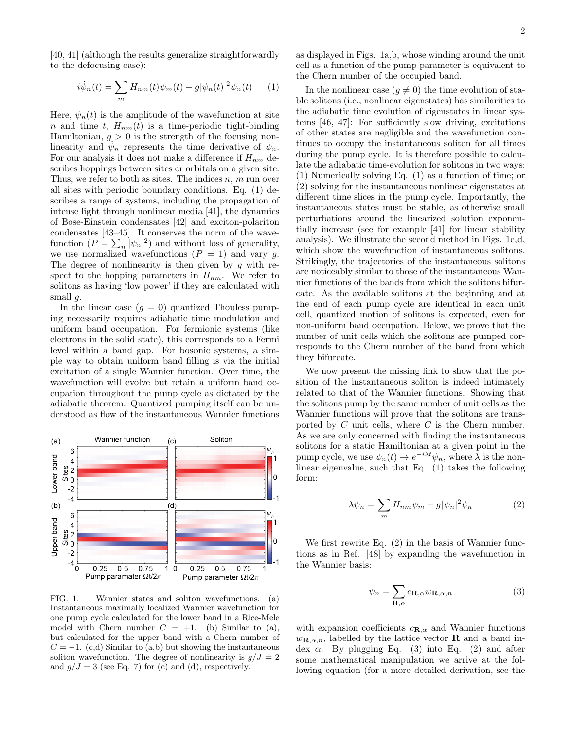[40, 41] (although the results generalize straightforwardly to the defocusing case):

$$i\dot{\psi}_n(t) = \sum_m H_{nm}(t)\psi_m(t) - g|\psi_n(t)|^2\psi_n(t) \tag{1}$$

Here, $\psi_n(t)$ is the amplitude of the wavefunction at site $n$ and time $t$, $H_{nm}(t)$ is a time-periodic tight-binding Hamiltonian, $g > 0$ is the strength of the focusing nonlinearity and $\dot{\psi}_n$ represents the time derivative of $\psi_n$. For our analysis it does not make a difference if $H_{nm}$ describes hoppings between sites or orbitals on a given site. Thus, we refer to both as sites. The indices $n$, $m$ run over all sites with periodic boundary conditions. Eq. (1) describes a range of systems, including the propagation of intense light through nonlinear media [41], the dynamics of Bose-Einstein condensates [42] and exciton-polariton condensates [43–45]. It conserves the norm of the wavefunction ($P = \sum_n |\psi_n|^2$) and without loss of generality, we use normalized wavefunctions ($P = 1$) and vary $g$. The degree of nonlinearity is then given by $g$ with respect to the hopping parameters in $H_{nm}$. We refer to solitons as having 'low power' if they are calculated with small $g$.

In the linear case ($g = 0$) quantized Thouless pumping necessarily requires adiabatic time modulation and uniform band occupation. For fermionic systems (like electrons in the solid state), this corresponds to a Fermi level within a band gap. For bosonic systems, a simple way to obtain uniform band filling is via the initial excitation of a single Wannier function. Over time, the wavefunction will evolve but retain a uniform band occupation throughout the pump cycle as dictated by the adiabatic theorem. Quantized pumping itself can be understood as flow of the instantaneous Wannier functions as displayed in Figs. 1a,b, whose winding around the unit cell as a function of the pump parameter is equivalent to the Chern number of the occupied band.

FIG. 1. Wannier states and soliton wavefunctions. (a) Instantaneous maximally localized Wannier wavefunction for one pump cycle calculated for the lower band in a Rice-Mele model with Chern number $C = +1$. (b) Similar to (a), but calculated for the upper band with a Chern number of $C = -1$. (c,d) Similar to (a,b) but showing the instantaneous soliton wavefunction. The degree of nonlinearity is $g/J = 2$ and $g/J = 3$ (see Eq. 7) for (c) and (d), respectively.

In the nonlinear case ($g \neq 0$) the time evolution of stable solitons (i.e., nonlinear eigenstates) has similarities to the adiabatic time evolution of eigenstates in linear systems [46, 47]: For sufficiently slow driving, excitations of other states are negligible and the wavefunction continues to occupy the instantaneous soliton for all times during the pump cycle. It is therefore possible to calculate the adiabatic time-evolution for solitons in two ways: (1) Numerically solving Eq. (1) as a function of time; or (2) solving for the instantaneous nonlinear eigenstates at different time slices in the pump cycle. Importantly, the instantaneous states must be stable, as otherwise small perturbations around the linearized solution exponentially increase (see for example [41] for linear stability analysis). We illustrate the second method in Figs. 1c,d, which show the wavefunction of instantaneous solitons. Strikingly, the trajectories of the instantaneous solitons are noticeably similar to those of the instantaneous Wannier functions of the bands from which the solitons bifurcate. As the available solitons at the beginning and at the end of each pump cycle are identical in each unit cell, quantized motion of solitons is expected, even for non-uniform band occupation. Below, we prove that the number of unit cells which the solitons are pumped corresponds to the Chern number of the band from which they bifurcate.

We now present the missing link to show that the position of the instantaneous soliton is indeed intimately related to that of the Wannier functions. Showing that the solitons pump by the same number of unit cells as the Wannier functions will prove that the solitons are transported by $C$ unit cells, where $C$ is the Chern number. As we are only concerned with finding the instantaneous solitons for a static Hamiltonian at a given point in the pump cycle, we use $\psi_n(t) \to e^{-i\lambda t}\psi_n$, where $\lambda$ is the nonlinear eigenvalue, such that Eq. (1) takes the following form:

$$\lambda\psi_n = \sum_m H_{nm}\psi_m - g|\psi_n|^2\psi_n \tag{2}$$

We first rewrite Eq. (2) in the basis of Wannier functions as in Ref. [48] by expanding the wavefunction in the Wannier basis:

$$\psi_n = \sum_{\mathbf{R},\alpha} c_{\mathbf{R},\alpha} w_{\mathbf{R},\alpha,n} \tag{3}$$

with expansion coefficients $c_{\mathbf{R},\alpha}$ and Wannier functions $w_{\mathbf{R},\alpha,n}$, labelled by the lattice vector $\mathbf{R}$ and a band index $\alpha$. By plugging Eq. (3) into Eq. (2) and after some mathematical manipulation we arrive at the following equation (for a more detailed derivation, see the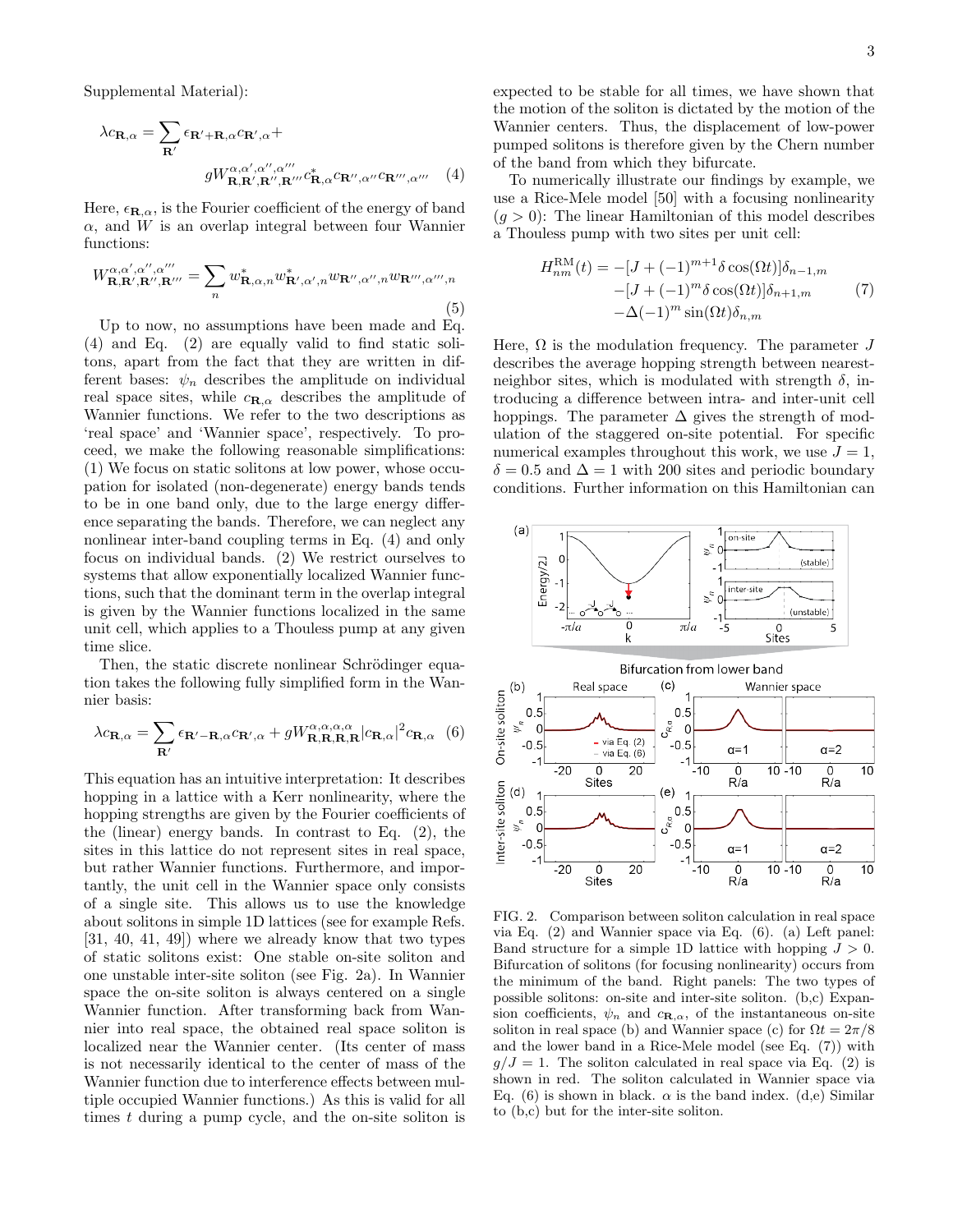Supplemental Material):

$$\lambda c_{\mathbf{R},\alpha} = \sum_{\mathbf{R}'} \epsilon_{\mathbf{R}'+\mathbf{R},\alpha} c_{\mathbf{R}',\alpha} + g W^{\alpha,\alpha',\alpha'',\alpha'''}_{\mathbf{R},\mathbf{R}',\mathbf{R}'',\mathbf{R}'''} c^*_{\mathbf{R},\alpha} c_{\mathbf{R}'',\alpha''} c_{\mathbf{R}''',\alpha'''} \quad (4)$$

Here, $\epsilon_{\mathbf{R},\alpha}$, is the Fourier coefficient of the energy of band $\alpha$, and $W$ is an overlap integral between four Wannier functions:

$$W^{\alpha,\alpha',\alpha'',\alpha'''}_{\mathbf{R},\mathbf{R}',\mathbf{R}'',\mathbf{R}'''} = \sum_n w^*_{\mathbf{R},\alpha,n} w^*_{\mathbf{R}',\alpha',n} w_{\mathbf{R}'',\alpha'',n} w_{\mathbf{R}''',\alpha''',n} \quad (5)$$

Up to now, no assumptions have been made and Eq. (4) and Eq. (2) are equally valid to find static solitons, apart from the fact that they are written in different bases: $\psi_n$ describes the amplitude on individual real space sites, while $c_{\mathbf{R},\alpha}$ describes the amplitude of Wannier functions. We refer to the two descriptions as 'real space' and 'Wannier space', respectively. To proceed, we make the following reasonable simplifications: (1) We focus on static solitons at low power, whose occupation for isolated (non-degenerate) energy bands tends to be in one band only, due to the large energy difference separating the bands. Therefore, we can neglect any nonlinear inter-band coupling terms in Eq. (4) and only focus on individual bands. (2) We restrict ourselves to systems that allow exponentially localized Wannier functions, such that the dominant term in the overlap integral is given by the Wannier functions localized in the same unit cell, which applies to a Thouless pump at any given time slice.

Then, the static discrete nonlinear Schrödinger equation takes the following fully simplified form in the Wannier basis:

$$\lambda c_{\mathbf{R},\alpha} = \sum_{\mathbf{R}'} \epsilon_{\mathbf{R}'-\mathbf{R},\alpha} c_{\mathbf{R}',\alpha} + g W^{\alpha,\alpha,\alpha,\alpha}_{\mathbf{R},\mathbf{R},\mathbf{R},\mathbf{R}} |c_{\mathbf{R},\alpha}|^2 c_{\mathbf{R},\alpha} \quad (6)$$

This equation has an intuitive interpretation: It describes hopping in a lattice with a Kerr nonlinearity, where the hopping strengths are given by the Fourier coefficients of the (linear) energy bands. In contrast to Eq. (2), the sites in this lattice do not represent sites in real space, but rather Wannier functions. Furthermore, and importantly, the unit cell in the Wannier space only consists of a single site. This allows us to use the knowledge about solitons in simple 1D lattices (see for example Refs. [31, 40, 41, 49]) where we already know that two types of static solitons exist: One stable on-site soliton and one unstable inter-site soliton (see Fig. 2a). In Wannier space the on-site soliton is always centered on a single Wannier function. After transforming back from Wannier into real space, the obtained real space soliton is localized near the Wannier center. (Its center of mass is not necessarily identical to the center of mass of the Wannier function due to interference effects between multiple occupied Wannier functions.) As this is valid for all times $t$ during a pump cycle, and the on-site soliton is expected to be stable for all times, we have shown that the motion of the soliton is dictated by the motion of the Wannier centers. Thus, the displacement of low-power pumped solitons is therefore given by the Chern number of the band from which they bifurcate.

To numerically illustrate our findings by example, we use a Rice-Mele model [50] with a focusing nonlinearity ($g > 0$): The linear Hamiltonian of this model describes a Thouless pump with two sites per unit cell:

$$\begin{aligned} H^{\mathrm{RM}}_{nm}(t) = &-[J + (-1)^{m+1}\delta\cos(\Omega t)]\delta_{n-1,m} \\ &-[J + (-1)^{m}\delta\cos(\Omega t)]\delta_{n+1,m} \\ &-\Delta(-1)^m \sin(\Omega t)\delta_{n,m} \end{aligned} \quad (7)$$

Here, $\Omega$ is the modulation frequency. The parameter $J$ describes the average hopping strength between nearest-neighbor sites, which is modulated with strength $\delta$, introducing a difference between intra- and inter-unit cell hoppings. The parameter $\Delta$ gives the strength of modulation of the staggered on-site potential. For specific numerical examples throughout this work, we use $J = 1$, $\delta = 0.5$ and $\Delta = 1$ with 200 sites and periodic boundary conditions. Further information on this Hamiltonian can

FIG. 2. Comparison between soliton calculation in real space via Eq. (2) and Wannier space via Eq. (6). (a) Left panel: Band structure for a simple 1D lattice with hopping $J > 0$. Bifurcation of solitons (for focusing nonlinearity) occurs from the minimum of the band. Right panels: The two types of possible solitons: on-site and inter-site soliton. (b,c) Expansion coefficients, $\psi_n$ and $c_{\mathbf{R},\alpha}$, of the instantaneous on-site soliton in real space (b) and Wannier space (c) for $\Omega t = 2\pi/8$ and the lower band in a Rice-Mele model (see Eq. (7)) with $g/J = 1$. The soliton calculated in real space via Eq. (2) is shown in red. The soliton calculated in Wannier space via Eq. (6) is shown in black. $\alpha$ is the band index. (d,e) Similar to (b,c) but for the inter-site soliton.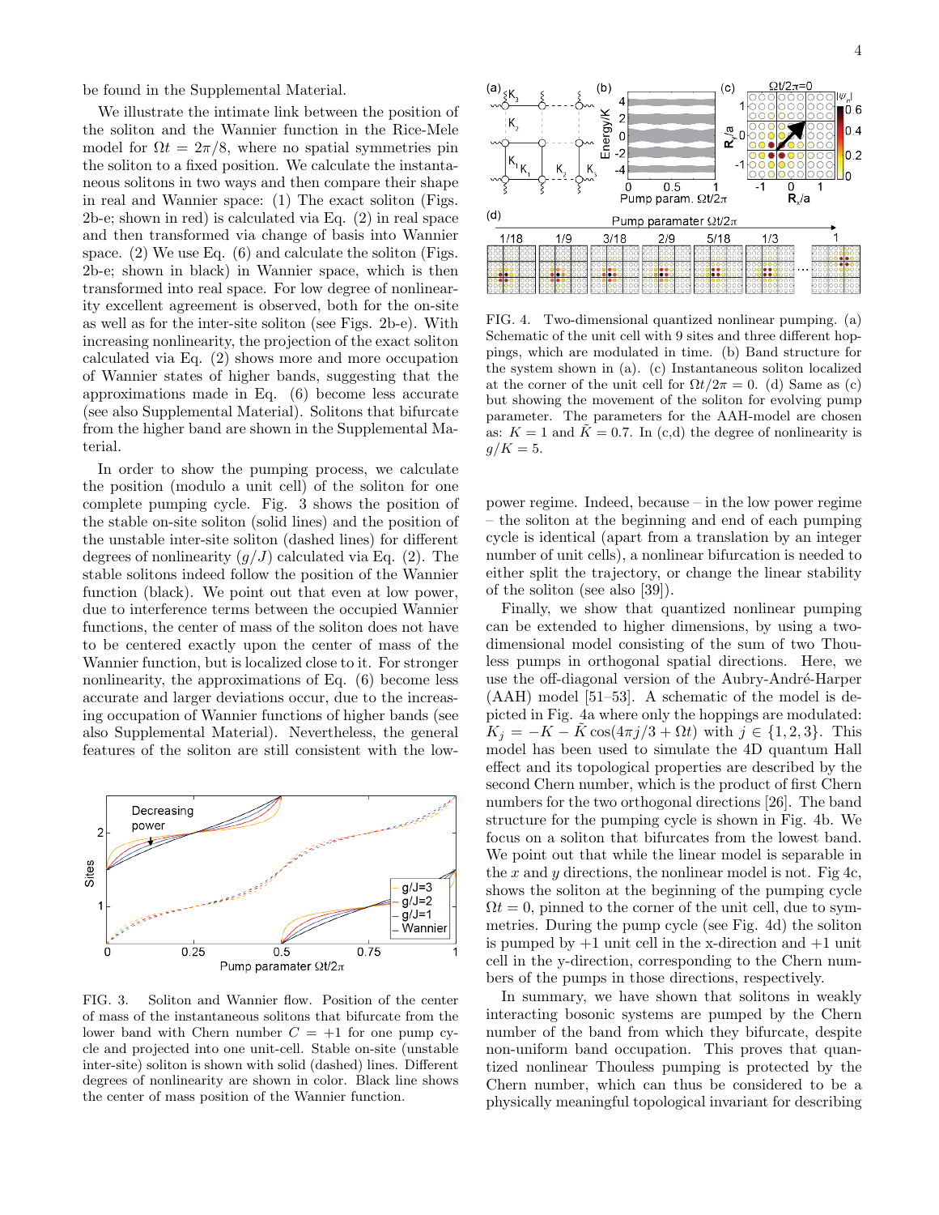be found in the Supplemental Material.

We illustrate the intimate link between the position of the soliton and the Wannier function in the Rice-Mele model for $\Omega t = 2\pi/8$, where no spatial symmetries pin the soliton to a fixed position. We calculate the instantaneous solitons in two ways and then compare their shape in real and Wannier space: (1) The exact soliton (Figs. 2b-e; shown in red) is calculated via Eq. (2) in real space and then transformed via change of basis into Wannier space. (2) We use Eq. (6) and calculate the soliton (Figs. 2b-e; shown in black) in Wannier space, which is then transformed into real space. For low degree of nonlinearity excellent agreement is observed, both for the on-site as well as for the inter-site soliton (see Figs. 2b-e). With increasing nonlinearity, the projection of the exact soliton calculated via Eq. (2) shows more and more occupation of Wannier states of higher bands, suggesting that the approximations made in Eq. (6) become less accurate (see also Supplemental Material). Solitons that bifurcate from the higher band are shown in the Supplemental Material.

In order to show the pumping process, we calculate the position (modulo a unit cell) of the soliton for one complete pumping cycle. Fig. 3 shows the position of the stable on-site soliton (solid lines) and the position of the unstable inter-site soliton (dashed lines) for different degrees of nonlinearity ($g/J$) calculated via Eq. (2). The stable solitons indeed follow the position of the Wannier function (black). We point out that even at low power, due to interference terms between the occupied Wannier functions, the center of mass of the soliton does not have to be centered exactly upon the center of mass of the Wannier function, but is localized close to it. For stronger nonlinearity, the approximations of Eq. (6) become less accurate and larger deviations occur, due to the increasing occupation of Wannier functions of higher bands (see also Supplemental Material). Nevertheless, the general features of the soliton are still consistent with the low-power regime. Indeed, because – in the low power regime – the soliton at the beginning and end of each pumping cycle is identical (apart from a translation by an integer number of unit cells), a nonlinear bifurcation is needed to either split the trajectory, or change the linear stability of the soliton (see also [39]).

FIG. 3. Soliton and Wannier flow. Position of the center of mass of the instantaneous solitons that bifurcate from the lower band with Chern number $C = +1$ for one pump cycle and projected into one unit-cell. Stable on-site (unstable inter-site) soliton is shown with solid (dashed) lines. Different degrees of nonlinearity are shown in color. Black line shows the center of mass position of the Wannier function.

Finally, we show that quantized nonlinear pumping can be extended to higher dimensions, by using a two-dimensional model consisting of the sum of two Thouless pumps in orthogonal spatial directions. Here, we use the off-diagonal version of the Aubry-André-Harper (AAH) model [51–53]. A schematic of the model is depicted in Fig. 4a where only the hoppings are modulated: $K_j = -K - \tilde{K}\cos(4\pi j/3 + \Omega t)$ with $j \in \{1, 2, 3\}$. This model has been used to simulate the 4D quantum Hall effect and its topological properties are described by the second Chern number, which is the product of first Chern numbers for the two orthogonal directions [26]. The band structure for the pumping cycle is shown in Fig. 4b. We focus on a soliton that bifurcates from the lowest band. We point out that while the linear model is separable in the $x$ and $y$ directions, the nonlinear model is not. Fig 4c, shows the soliton at the beginning of the pumping cycle $\Omega t = 0$, pinned to the corner of the unit cell, due to symmetries. During the pump cycle (see Fig. 4d) the soliton is pumped by +1 unit cell in the x-direction and +1 unit cell in the y-direction, corresponding to the Chern numbers of the pumps in those directions, respectively.

FIG. 4. Two-dimensional quantized nonlinear pumping. (a) Schematic of the unit cell with 9 sites and three different hoppings, which are modulated in time. (b) Band structure for the system shown in (a). (c) Instantaneous soliton localized at the corner of the unit cell for $\Omega t/2\pi = 0$. (d) Same as (c) but showing the movement of the soliton for evolving pump parameter. The parameters for the AAH-model are chosen as: $K = 1$ and $\tilde{K} = 0.7$. In (c,d) the degree of nonlinearity is $g/K = 5$.

In summary, we have shown that solitons in weakly interacting bosonic systems are pumped by the Chern number of the band from which they bifurcate, despite non-uniform band occupation. This proves that quantized nonlinear Thouless pumping is protected by the Chern number, which can thus be considered to be a physically meaningful topological invariant for describing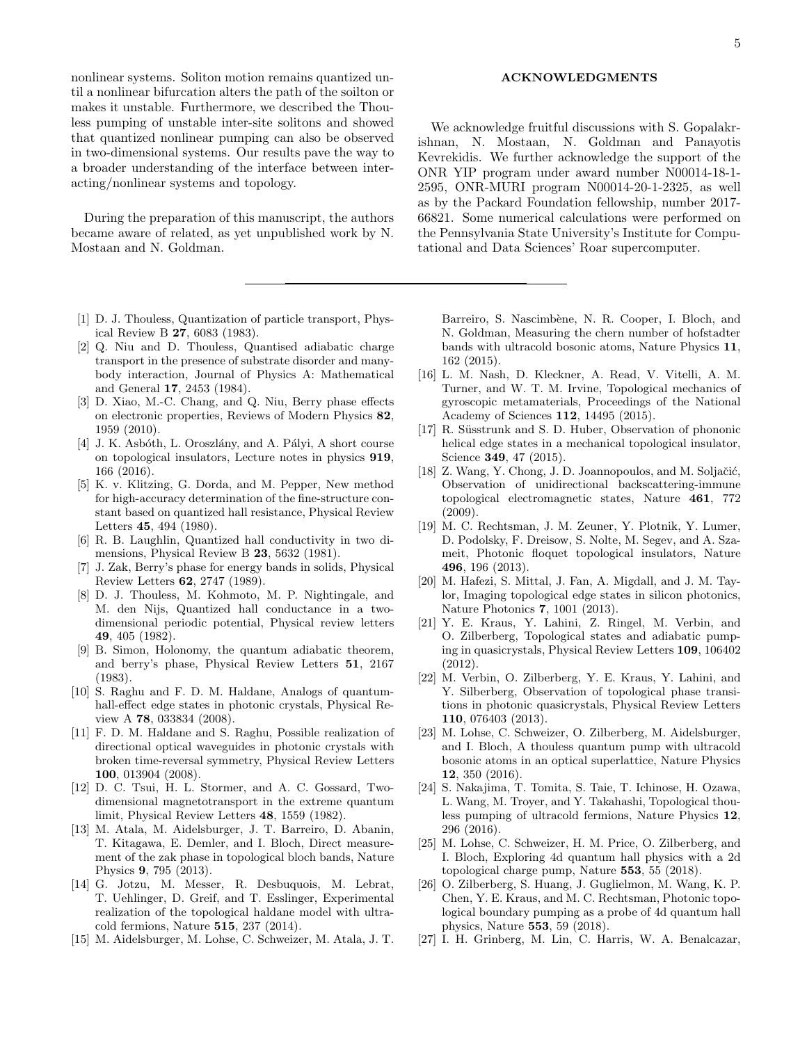nonlinear systems. Soliton motion remains quantized until a nonlinear bifurcation alters the path of the soilton or makes it unstable. Furthermore, we described the Thouless pumping of unstable inter-site solitons and showed that quantized nonlinear pumping can also be observed in two-dimensional systems. Our results pave the way to a broader understanding of the interface between interacting/nonlinear systems and topology.

During the preparation of this manuscript, the authors became aware of related, as yet unpublished work by N. Mostaan and N. Goldman.

## ACKNOWLEDGMENTS

We acknowledge fruitful discussions with S. Gopalakrishnan, N. Mostaan, N. Goldman and Panayotis Kevrekidis. We further acknowledge the support of the ONR YIP program under award number N00014-18-1-2595, ONR-MURI program N00014-20-1-2325, as well as by the Packard Foundation fellowship, number 2017-66821. Some numerical calculations were performed on the Pennsylvania State University's Institute for Computational and Data Sciences' Roar supercomputer.

---

[1] D. J. Thouless, Quantization of particle transport, Physical Review B **27**, 6083 (1983).

[2] Q. Niu and D. Thouless, Quantised adiabatic charge transport in the presence of substrate disorder and many-body interaction, Journal of Physics A: Mathematical and General **17**, 2453 (1984).

[3] D. Xiao, M.-C. Chang, and Q. Niu, Berry phase effects on electronic properties, Reviews of Modern Physics **82**, 1959 (2010).

[4] J. K. Asbóth, L. Oroszlány, and A. Pályi, A short course on topological insulators, Lecture notes in physics **919**, 166 (2016).

[5] K. v. Klitzing, G. Dorda, and M. Pepper, New method for high-accuracy determination of the fine-structure constant based on quantized hall resistance, Physical Review Letters **45**, 494 (1980).

[6] R. B. Laughlin, Quantized hall conductivity in two dimensions, Physical Review B **23**, 5632 (1981).

[7] J. Zak, Berry's phase for energy bands in solids, Physical Review Letters **62**, 2747 (1989).

[8] D. J. Thouless, M. Kohmoto, M. P. Nightingale, and M. den Nijs, Quantized hall conductance in a two-dimensional periodic potential, Physical review letters **49**, 405 (1982).

[9] B. Simon, Holonomy, the quantum adiabatic theorem, and berry's phase, Physical Review Letters **51**, 2167 (1983).

[10] S. Raghu and F. D. M. Haldane, Analogs of quantum-hall-effect edge states in photonic crystals, Physical Review A **78**, 033834 (2008).

[11] F. D. M. Haldane and S. Raghu, Possible realization of directional optical waveguides in photonic crystals with broken time-reversal symmetry, Physical Review Letters **100**, 013904 (2008).

[12] D. C. Tsui, H. L. Stormer, and A. C. Gossard, Two-dimensional magnetotransport in the extreme quantum limit, Physical Review Letters **48**, 1559 (1982).

[13] M. Atala, M. Aidelsburger, J. T. Barreiro, D. Abanin, T. Kitagawa, E. Demler, and I. Bloch, Direct measurement of the zak phase in topological bloch bands, Nature Physics **9**, 795 (2013).

[14] G. Jotzu, M. Messer, R. Desbuquois, M. Lebrat, T. Uehlinger, D. Greif, and T. Esslinger, Experimental realization of the topological haldane model with ultracold fermions, Nature **515**, 237 (2014).

[15] M. Aidelsburger, M. Lohse, C. Schweizer, M. Atala, J. T. Barreiro, S. Nascimbène, N. R. Cooper, I. Bloch, and N. Goldman, Measuring the chern number of hofstadter bands with ultracold bosonic atoms, Nature Physics **11**, 162 (2015).

[16] L. M. Nash, D. Kleckner, A. Read, V. Vitelli, A. M. Turner, and W. T. M. Irvine, Topological mechanics of gyroscopic metamaterials, Proceedings of the National Academy of Sciences **112**, 14495 (2015).

[17] R. Süsstrunk and S. D. Huber, Observation of phononic helical edge states in a mechanical topological insulator, Science **349**, 47 (2015).

[18] Z. Wang, Y. Chong, J. D. Joannopoulos, and M. Soljačić, Observation of unidirectional backscattering-immune topological electromagnetic states, Nature **461**, 772 (2009).

[19] M. C. Rechtsman, J. M. Zeuner, Y. Plotnik, Y. Lumer, D. Podolsky, F. Dreisow, S. Nolte, M. Segev, and A. Szameit, Photonic floquet topological insulators, Nature **496**, 196 (2013).

[20] M. Hafezi, S. Mittal, J. Fan, A. Migdall, and J. M. Taylor, Imaging topological edge states in silicon photonics, Nature Photonics **7**, 1001 (2013).

[21] Y. E. Kraus, Y. Lahini, Z. Ringel, M. Verbin, and O. Zilberberg, Topological states and adiabatic pumping in quasicrystals, Physical Review Letters **109**, 106402 (2012).

[22] M. Verbin, O. Zilberberg, Y. E. Kraus, Y. Lahini, and Y. Silberberg, Observation of topological phase transitions in photonic quasicrystals, Physical Review Letters **110**, 076403 (2013).

[23] M. Lohse, C. Schweizer, O. Zilberberg, M. Aidelsburger, and I. Bloch, A thouless quantum pump with ultracold bosonic atoms in an optical superlattice, Nature Physics **12**, 350 (2016).

[24] S. Nakajima, T. Tomita, S. Taie, T. Ichinose, H. Ozawa, L. Wang, M. Troyer, and Y. Takahashi, Topological thouless pumping of ultracold fermions, Nature Physics **12**, 296 (2016).

[25] M. Lohse, C. Schweizer, H. M. Price, O. Zilberberg, and I. Bloch, Exploring 4d quantum hall physics with a 2d topological charge pump, Nature **553**, 55 (2018).

[26] O. Zilberberg, S. Huang, J. Guglielmon, M. Wang, K. P. Chen, Y. E. Kraus, and M. C. Rechtsman, Photonic topological boundary pumping as a probe of 4d quantum hall physics, Nature **553**, 59 (2018).

[27] I. H. Grinberg, M. Lin, C. Harris, W. A. Benalcazar,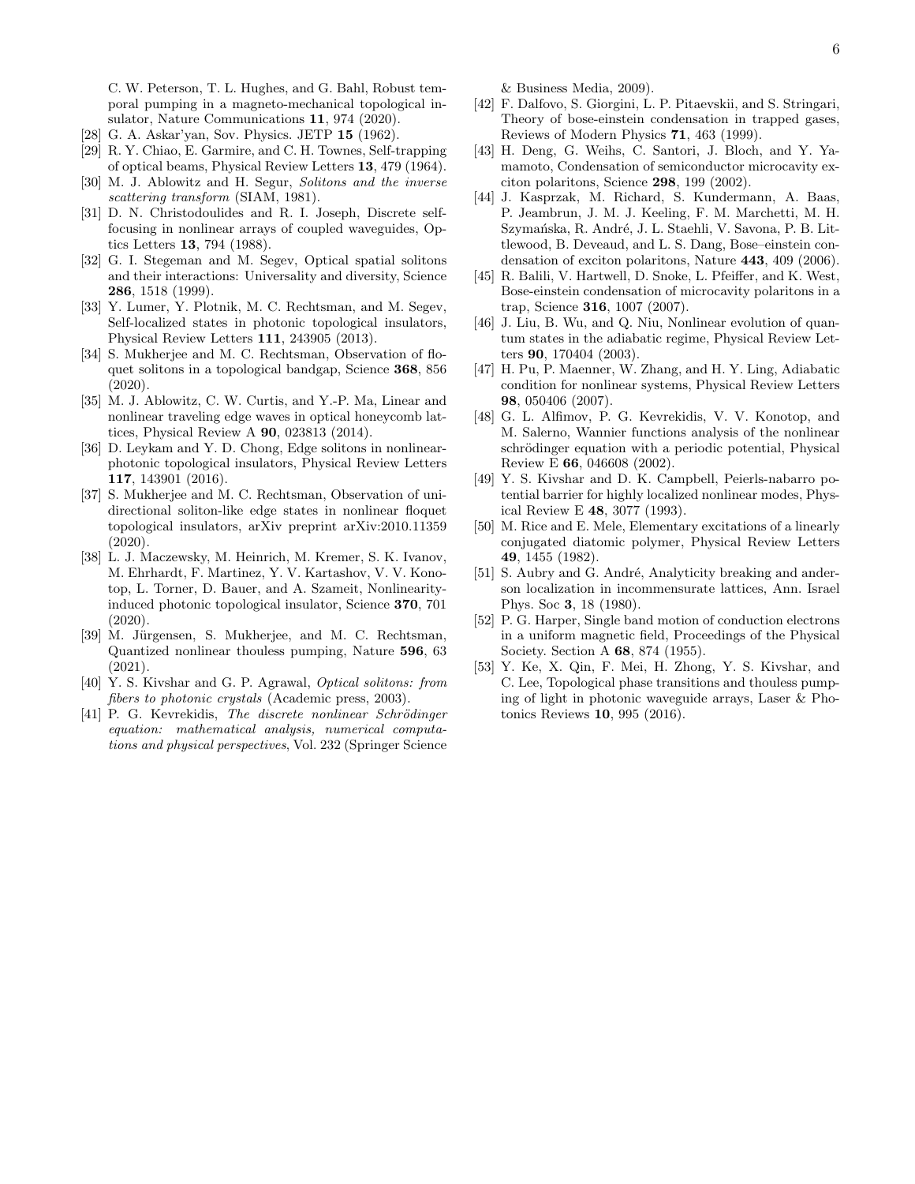C. W. Peterson, T. L. Hughes, and G. Bahl, Robust temporal pumping in a magneto-mechanical topological insulator, Nature Communications **11**, 974 (2020).

[28] G. A. Askar'yan, Sov. Physics. JETP **15** (1962).

[29] R. Y. Chiao, E. Garmire, and C. H. Townes, Self-trapping of optical beams, Physical Review Letters **13**, 479 (1964).

[30] M. J. Ablowitz and H. Segur, *Solitons and the inverse scattering transform* (SIAM, 1981).

[31] D. N. Christodoulides and R. I. Joseph, Discrete self-focusing in nonlinear arrays of coupled waveguides, Optics Letters **13**, 794 (1988).

[32] G. I. Stegeman and M. Segev, Optical spatial solitons and their interactions: Universality and diversity, Science **286**, 1518 (1999).

[33] Y. Lumer, Y. Plotnik, M. C. Rechtsman, and M. Segev, Self-localized states in photonic topological insulators, Physical Review Letters **111**, 243905 (2013).

[34] S. Mukherjee and M. C. Rechtsman, Observation of floquet solitons in a topological bandgap, Science **368**, 856 (2020).

[35] M. J. Ablowitz, C. W. Curtis, and Y.-P. Ma, Linear and nonlinear traveling edge waves in optical honeycomb lattices, Physical Review A **90**, 023813 (2014).

[36] D. Leykam and Y. D. Chong, Edge solitons in nonlinear-photonic topological insulators, Physical Review Letters **117**, 143901 (2016).

[37] S. Mukherjee and M. C. Rechtsman, Observation of unidirectional soliton-like edge states in nonlinear floquet topological insulators, arXiv preprint arXiv:2010.11359 (2020).

[38] L. J. Maczewsky, M. Heinrich, M. Kremer, S. K. Ivanov, M. Ehrhardt, F. Martinez, Y. V. Kartashov, V. V. Konotop, L. Torner, D. Bauer, and A. Szameit, Nonlinearity-induced photonic topological insulator, Science **370**, 701 (2020).

[39] M. Jürgensen, S. Mukherjee, and M. C. Rechtsman, Quantized nonlinear thouless pumping, Nature **596**, 63 (2021).

[40] Y. S. Kivshar and G. P. Agrawal, *Optical solitons: from fibers to photonic crystals* (Academic press, 2003).

[41] P. G. Kevrekidis, *The discrete nonlinear Schrödinger equation: mathematical analysis, numerical computations and physical perspectives*, Vol. 232 (Springer Science & Business Media, 2009).

[42] F. Dalfovo, S. Giorgini, L. P. Pitaevskii, and S. Stringari, Theory of bose-einstein condensation in trapped gases, Reviews of Modern Physics **71**, 463 (1999).

[43] H. Deng, G. Weihs, C. Santori, J. Bloch, and Y. Yamamoto, Condensation of semiconductor microcavity exciton polaritons, Science **298**, 199 (2002).

[44] J. Kasprzak, M. Richard, S. Kundermann, A. Baas, P. Jeambrun, J. M. J. Keeling, F. M. Marchetti, M. H. Szymańska, R. André, J. L. Staehli, V. Savona, P. B. Littlewood, B. Deveaud, and L. S. Dang, Bose–einstein condensation of exciton polaritons, Nature **443**, 409 (2006).

[45] R. Balili, V. Hartwell, D. Snoke, L. Pfeiffer, and K. West, Bose-einstein condensation of microcavity polaritons in a trap, Science **316**, 1007 (2007).

[46] J. Liu, B. Wu, and Q. Niu, Nonlinear evolution of quantum states in the adiabatic regime, Physical Review Letters **90**, 170404 (2003).

[47] H. Pu, P. Maenner, W. Zhang, and H. Y. Ling, Adiabatic condition for nonlinear systems, Physical Review Letters **98**, 050406 (2007).

[48] G. L. Alfimov, P. G. Kevrekidis, V. V. Konotop, and M. Salerno, Wannier functions analysis of the nonlinear schrödinger equation with a periodic potential, Physical Review E **66**, 046608 (2002).

[49] Y. S. Kivshar and D. K. Campbell, Peierls-nabarro potential barrier for highly localized nonlinear modes, Physical Review E **48**, 3077 (1993).

[50] M. Rice and E. Mele, Elementary excitations of a linearly conjugated diatomic polymer, Physical Review Letters **49**, 1455 (1982).

[51] S. Aubry and G. André, Analyticity breaking and anderson localization in incommensurate lattices, Ann. Israel Phys. Soc **3**, 18 (1980).

[52] P. G. Harper, Single band motion of conduction electrons in a uniform magnetic field, Proceedings of the Physical Society. Section A **68**, 874 (1955).

[53] Y. Ke, X. Qin, F. Mei, H. Zhong, Y. S. Kivshar, and C. Lee, Topological phase transitions and thouless pumping of light in photonic waveguide arrays, Laser & Photonics Reviews **10**, 995 (2016).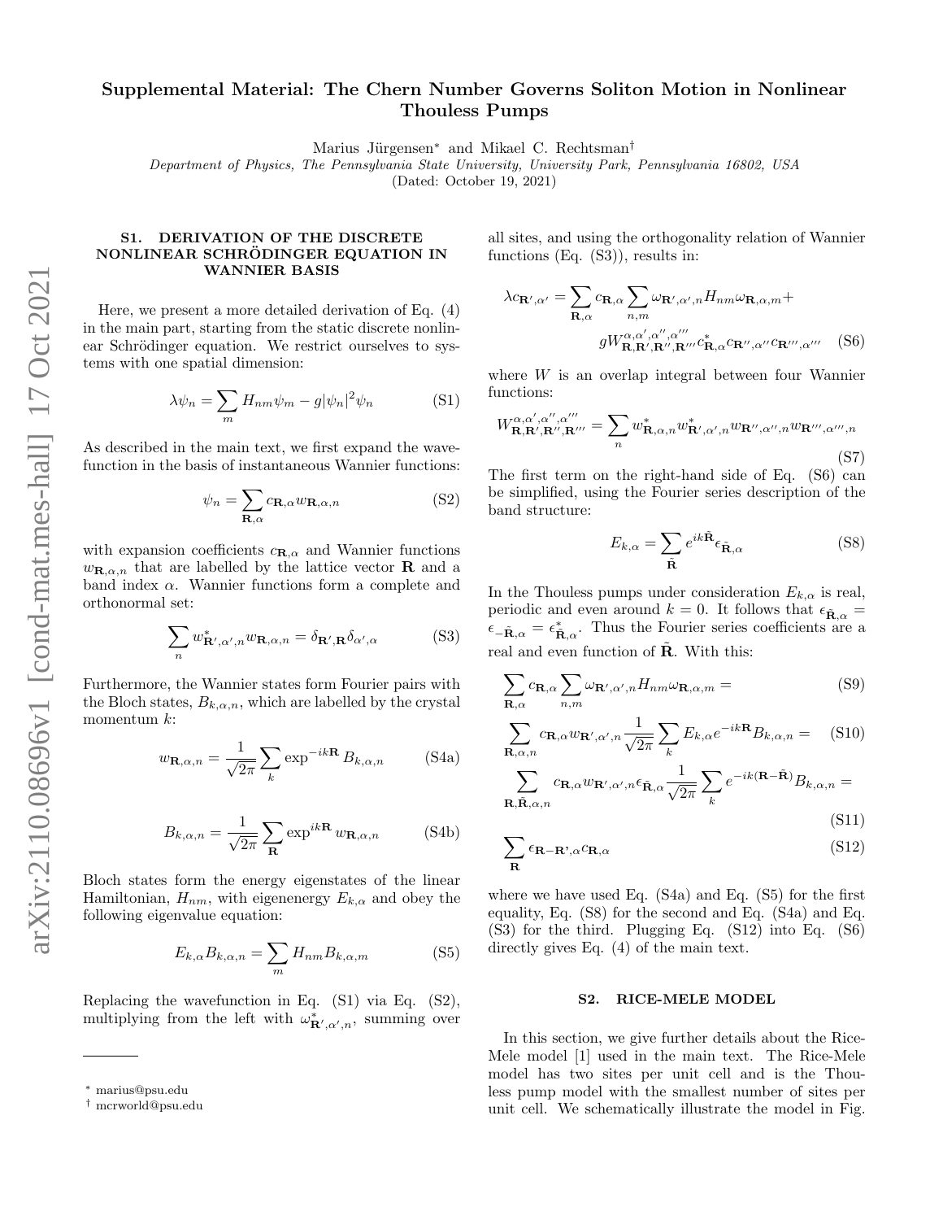# Supplemental Material: The Chern Number Governs Soliton Motion in Nonlinear Thouless Pumps

Marius Jürgensen* and Mikael C. Rechtsman†

*Department of Physics, The Pennsylvania State University, University Park, Pennsylvania 16802, USA*

(Dated: October 19, 2021)

## S1. DERIVATION OF THE DISCRETE NONLINEAR SCHRÖDINGER EQUATION IN WANNIER BASIS

Here, we present a more detailed derivation of Eq. (4) in the main part, starting from the static discrete nonlinear Schrödinger equation. We restrict ourselves to systems with one spatial dimension:

$$\lambda\psi_n = \sum_m H_{nm}\psi_m - g|\psi_n|^2\psi_n \tag{S1}$$

As described in the main text, we first expand the wavefunction in the basis of instantaneous Wannier functions:

$$\psi_n = \sum_{\mathbf{R},\alpha} c_{\mathbf{R},\alpha} w_{\mathbf{R},\alpha,n} \tag{S2}$$

with expansion coefficients $c_{\mathbf{R},\alpha}$ and Wannier functions $w_{\mathbf{R},\alpha,n}$ that are labelled by the lattice vector $\mathbf{R}$ and a band index $\alpha$. Wannier functions form a complete and orthonormal set:

$$\sum_n w^*_{\mathbf{R}',\alpha',n} w_{\mathbf{R},\alpha,n} = \delta_{\mathbf{R}',\mathbf{R}}\delta_{\alpha',\alpha} \tag{S3}$$

Furthermore, the Wannier states form Fourier pairs with the Bloch states, $B_{k,\alpha,n}$, which are labelled by the crystal momentum $k$:

$$w_{\mathbf{R},\alpha,n} = \frac{1}{\sqrt{2\pi}}\sum_k \exp^{-ik\mathbf{R}} B_{k,\alpha,n} \tag{S4a}$$

$$B_{k,\alpha,n} = \frac{1}{\sqrt{2\pi}}\sum_{\mathbf{R}} \exp^{ik\mathbf{R}} w_{\mathbf{R},\alpha,n} \tag{S4b}$$

Bloch states form the energy eigenstates of the linear Hamiltonian, $H_{nm}$, with eigenenergy $E_{k,\alpha}$ and obey the following eigenvalue equation:

$$E_{k,\alpha}B_{k,\alpha,n} = \sum_m H_{nm}B_{k,\alpha,m} \tag{S5}$$

Replacing the wavefunction in Eq. (S1) via Eq. (S2), multiplying from the left with $\omega^*_{\mathbf{R}',\alpha',n}$, summing over all sites, and using the orthogonality relation of Wannier functions (Eq. (S3)), results in:

$$\lambda c_{\mathbf{R}',\alpha'} = \sum_{\mathbf{R},\alpha} c_{\mathbf{R},\alpha}\sum_{n,m}\omega_{\mathbf{R}',\alpha',n}H_{nm}\omega_{\mathbf{R},\alpha,m} + gW^{\alpha,\alpha',\alpha'',\alpha'''}_{\mathbf{R},\mathbf{R}',\mathbf{R}'',\mathbf{R}'''}c^*_{\mathbf{R},\alpha}c_{\mathbf{R}'',\alpha''}c_{\mathbf{R}''',\alpha'''} \tag{S6}$$

where $W$ is an overlap integral between four Wannier functions:

$$W^{\alpha,\alpha',\alpha'',\alpha'''}_{\mathbf{R},\mathbf{R}',\mathbf{R}'',\mathbf{R}'''} = \sum_n w^*_{\mathbf{R},\alpha,n}w^*_{\mathbf{R}',\alpha',n}w_{\mathbf{R}'',\alpha'',n}w_{\mathbf{R}''',\alpha''',n} \tag{S7}$$

The first term on the right-hand side of Eq. (S6) can be simplified, using the Fourier series description of the band structure:

$$E_{k,\alpha} = \sum_{\tilde{\mathbf{R}}} e^{ik\tilde{\mathbf{R}}}\epsilon_{\tilde{\mathbf{R}},\alpha} \tag{S8}$$

In the Thouless pumps under consideration $E_{k,\alpha}$ is real, periodic and even around $k=0$. It follows that $\epsilon_{\tilde{\mathbf{R}},\alpha} = \epsilon_{-\tilde{\mathbf{R}},\alpha} = \epsilon^*_{\tilde{\mathbf{R}},\alpha}$. Thus the Fourier series coefficients are a real and even function of $\tilde{\mathbf{R}}$. With this:

$$\sum_{\mathbf{R},\alpha} c_{\mathbf{R},\alpha}\sum_{n,m}\omega_{\mathbf{R}',\alpha',n}H_{nm}\omega_{\mathbf{R},\alpha,m} = \tag{S9}$$

$$\sum_{\mathbf{R},\alpha,n} c_{\mathbf{R},\alpha}w_{\mathbf{R}',\alpha',n}\frac{1}{\sqrt{2\pi}}\sum_k E_{k,\alpha}e^{-ik\mathbf{R}}B_{k,\alpha,n} = \tag{S10}$$

$$\sum_{\mathbf{R},\tilde{\mathbf{R}},\alpha,n} c_{\mathbf{R},\alpha}w_{\mathbf{R}',\alpha',n}\epsilon_{\tilde{\mathbf{R}},\alpha}\frac{1}{\sqrt{2\pi}}\sum_k e^{-ik(\mathbf{R}-\tilde{\mathbf{R}})}B_{k,\alpha,n} = \tag{S11}$$

$$\sum_{\mathbf{R}} \epsilon_{\mathbf{R}-\mathbf{R}',\alpha}c_{\mathbf{R},\alpha} \tag{S12}$$

where we have used Eq. (S4a) and Eq. (S5) for the first equality, Eq. (S8) for the second and Eq. (S4a) and Eq. (S3) for the third. Plugging Eq. (S12) into Eq. (S6) directly gives Eq. (4) of the main text.

## S2. RICE-MELE MODEL

In this section, we give further details about the Rice-Mele model [1] used in the main text. The Rice-Mele model has two sites per unit cell and is the Thouless pump model with the smallest number of sites per unit cell. We schematically illustrate the model in Fig.

---

* marius@psu.edu

† mcrworld@psu.edu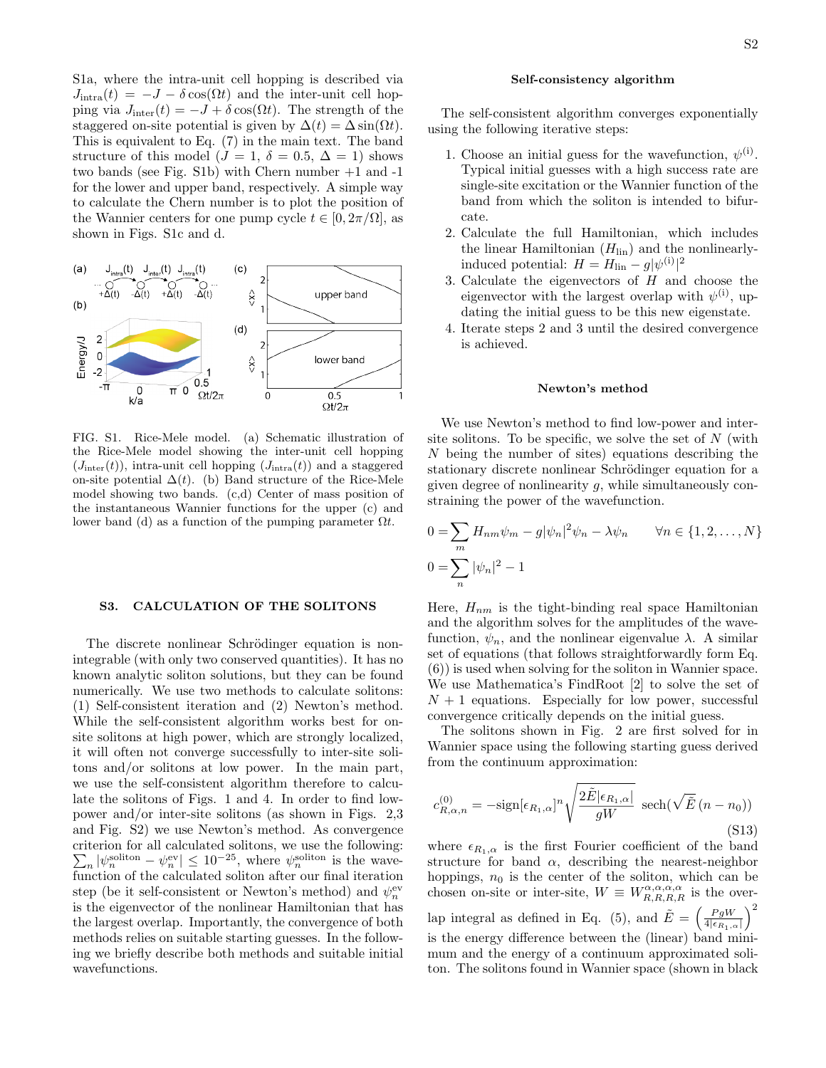S1a, where the intra-unit cell hopping is described via $J_{\rm intra}(t) = -J - \delta\cos(\Omega t)$ and the inter-unit cell hopping via $J_{\rm inter}(t) = -J + \delta\cos(\Omega t)$. The strength of the staggered on-site potential is given by $\Delta(t) = \Delta\sin(\Omega t)$. This is equivalent to Eq. (7) in the main text. The band structure of this model ($J = 1$, $\delta = 0.5$, $\Delta = 1$) shows two bands (see Fig. S1b) with Chern number +1 and -1 for the lower and upper band, respectively. A simple way to calculate the Chern number is to plot the position of the Wannier centers for one pump cycle $t \in [0, 2\pi/\Omega]$, as shown in Figs. S1c and d.

FIG. S1. Rice-Mele model. (a) Schematic illustration of the Rice-Mele model showing the inter-unit cell hopping ($J_{\rm inter}(t)$), intra-unit cell hopping ($J_{\rm intra}(t)$) and a staggered on-site potential $\Delta(t)$. (b) Band structure of the Rice-Mele model showing two bands. (c,d) Center of mass position of the instantaneous Wannier functions for the upper (c) and lower band (d) as a function of the pumping parameter $\Omega t$.

## S3. CALCULATION OF THE SOLITONS

The discrete nonlinear Schrödinger equation is non-integrable (with only two conserved quantities). It has no known analytic soliton solutions, but they can be found numerically. We use two methods to calculate solitons: (1) Self-consistent iteration and (2) Newton's method. While the self-consistent algorithm works best for on-site solitons at high power, which are strongly localized, it will often not converge successfully to inter-site solitons and/or solitons at low power. In the main part, we use the self-consistent algorithm therefore to calculate the solitons of Figs. 1 and 4. In order to find low-power and/or inter-site solitons (as shown in Figs. 2,3 and Fig. S2) we use Newton's method. As convergence criterion for all calculated solitons, we use the following: $\sum_n |\psi_n^{\rm soliton} - \psi_n^{\rm ev}| \leq 10^{-25}$, where $\psi_n^{\rm soliton}$ is the wavefunction of the calculated soliton after our final iteration step (be it self-consistent or Newton's method) and $\psi_n^{\rm ev}$ is the eigenvector of the nonlinear Hamiltonian that has the largest overlap. Importantly, the convergence of both methods relies on suitable starting guesses. In the following we briefly describe both methods and suitable initial wavefunctions.

### Self-consistency algorithm

The self-consistent algorithm converges exponentially using the following iterative steps:

1. Choose an initial guess for the wavefunction, $\psi^{\rm (i)}$. Typical initial guesses with a high success rate are single-site excitation or the Wannier function of the band from which the soliton is intended to bifurcate.
2. Calculate the full Hamiltonian, which includes the linear Hamiltonian ($H_{\rm lin}$) and the nonlinearly-induced potential: $H = H_{\rm lin} - g|\psi^{\rm (i)}|^2$
3. Calculate the eigenvectors of $H$ and choose the eigenvector with the largest overlap with $\psi^{\rm (i)}$, updating the initial guess to be this new eigenstate.
4. Iterate steps 2 and 3 until the desired convergence is achieved.

### Newton's method

We use Newton's method to find low-power and inter-site solitons. To be specific, we solve the set of $N$ (with $N$ being the number of sites) equations describing the stationary discrete nonlinear Schrödinger equation for a given degree of nonlinearity $g$, while simultaneously constraining the power of the wavefunction.

$$0 = \sum_m H_{nm}\psi_m - g|\psi_n|^2\psi_n - \lambda\psi_n \qquad \forall n \in \{1, 2, \ldots, N\}$$

$$0 = \sum_n |\psi_n|^2 - 1$$

Here, $H_{nm}$ is the tight-binding real space Hamiltonian and the algorithm solves for the amplitudes of the wavefunction, $\psi_n$, and the nonlinear eigenvalue $\lambda$. A similar set of equations (that follows straightforwardly form Eq. (6)) is used when solving for the soliton in Wannier space. We use Mathematica's FindRoot [2] to solve the set of $N+1$ equations. Especially for low power, successful convergence critically depends on the initial guess.

The solitons shown in Fig. 2 are first solved for in Wannier space using the following starting guess derived from the continuum approximation:

$$c^{(0)}_{R,\alpha,n} = -\text{sign}[\epsilon_{R_1,\alpha}]^n \sqrt{\frac{2\tilde{E}|\epsilon_{R_1,\alpha}|}{gW}}\ \text{sech}(\sqrt{\tilde{E}}\,(n - n_0)) \tag{S13}$$

where $\epsilon_{R_1,\alpha}$ is the first Fourier coefficient of the band structure for band $\alpha$, describing the nearest-neighbor hoppings, $n_0$ is the center of the soliton, which can be chosen on-site or inter-site, $W \equiv W^{\alpha,\alpha,\alpha,\alpha}_{R,R,R,R}$ is the overlap integral as defined in Eq. (5), and $\tilde{E} = \left(\frac{PgW}{4|\epsilon_{R_1,\alpha}|}\right)^2$ is the energy difference between the (linear) band minimum and the energy of a continuum approximated soliton. The solitons found in Wannier space (shown in black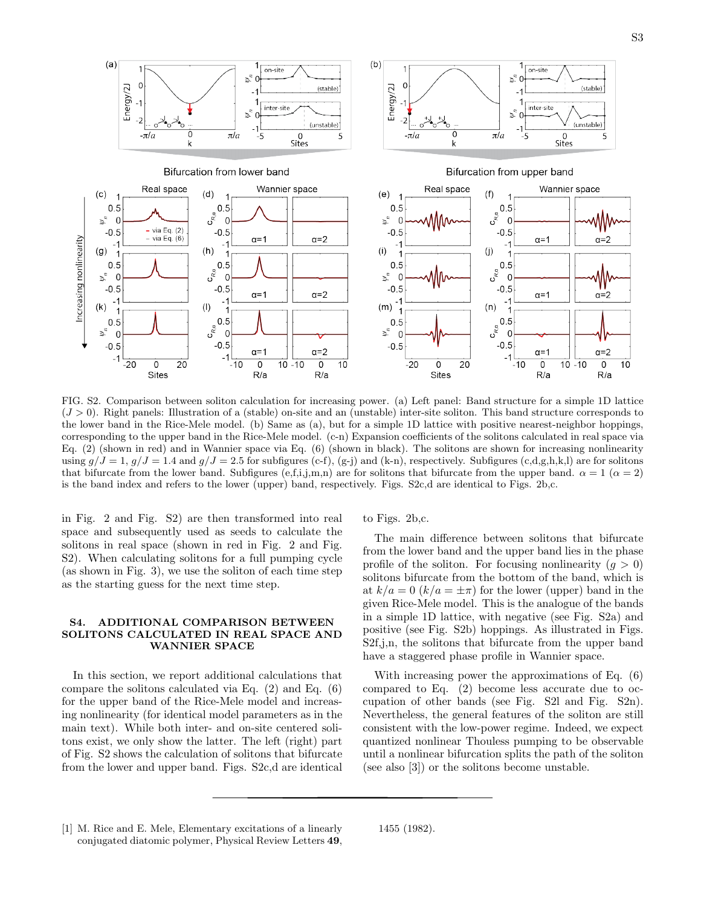FIG. S2. Comparison between soliton calculation for increasing power. (a) Left panel: Band structure for a simple 1D lattice ($J > 0$). Right panels: Illustration of a (stable) on-site and an (unstable) inter-site soliton. This band structure corresponds to the lower band in the Rice-Mele model. (b) Same as (a), but for a simple 1D lattice with positive nearest-neighbor hoppings, corresponding to the upper band in the Rice-Mele model. (c-n) Expansion coefficients of the solitons calculated in real space via Eq. (2) (shown in red) and in Wannier space via Eq. (6) (shown in black). The solitons are shown for increasing nonlinearity using $g/J = 1$, $g/J = 1.4$ and $g/J = 2.5$ for subfigures (c-f), (g-j) and (k-n), respectively. Subfigures (c,d,g,h,k,l) are for solitons that bifurcate from the lower band. Subfigures (e,f,i,j,m,n) are for solitons that bifurcate from the upper band. $\alpha = 1$ ($\alpha = 2$) is the band index and refers to the lower (upper) band, respectively. Figs. S2c,d are identical to Figs. 2b,c.

in Fig. 2 and Fig. S2) are then transformed into real space and subsequently used as seeds to calculate the solitons in real space (shown in red in Fig. 2 and Fig. S2). When calculating solitons for a full pumping cycle (as shown in Fig. 3), we use the soliton of each time step as the starting guess for the next time step.

## S4. ADDITIONAL COMPARISON BETWEEN SOLITONS CALCULATED IN REAL SPACE AND WANNIER SPACE

In this section, we report additional calculations that compare the solitons calculated via Eq. (2) and Eq. (6) for the upper band of the Rice-Mele model and increasing nonlinearity (for identical model parameters as in the main text). While both inter- and on-site centered solitons exist, we only show the latter. The left (right) part of Fig. S2 shows the calculation of solitons that bifurcate from the lower and upper band. Figs. S2c,d are identical to Figs. 2b,c.

The main difference between solitons that bifurcate from the lower band and the upper band lies in the phase profile of the soliton. For focusing nonlinearity ($g > 0$) solitons bifurcate from the bottom of the band, which is at $k/a = 0$ ($k/a = \pm\pi$) for the lower (upper) band in the given Rice-Mele model. This is the analogue of the bands in a simple 1D lattice, with negative (see Fig. S2a) and positive (see Fig. S2b) hoppings. As illustrated in Figs. S2f,j,n, the solitons that bifurcate from the upper band have a staggered phase profile in Wannier space.

With increasing power the approximations of Eq. (6) compared to Eq. (2) become less accurate due to occupation of other bands (see Fig. S2l and Fig. S2n). Nevertheless, the general features of the soliton are still consistent with the low-power regime. Indeed, we expect quantized nonlinear Thouless pumping to be observable until a nonlinear bifurcation splits the path of the soliton (see also [3]) or the solitons become unstable.

[1] M. Rice and E. Mele, Elementary excitations of a linearly conjugated diatomic polymer, Physical Review Letters **49**, 1455 (1982).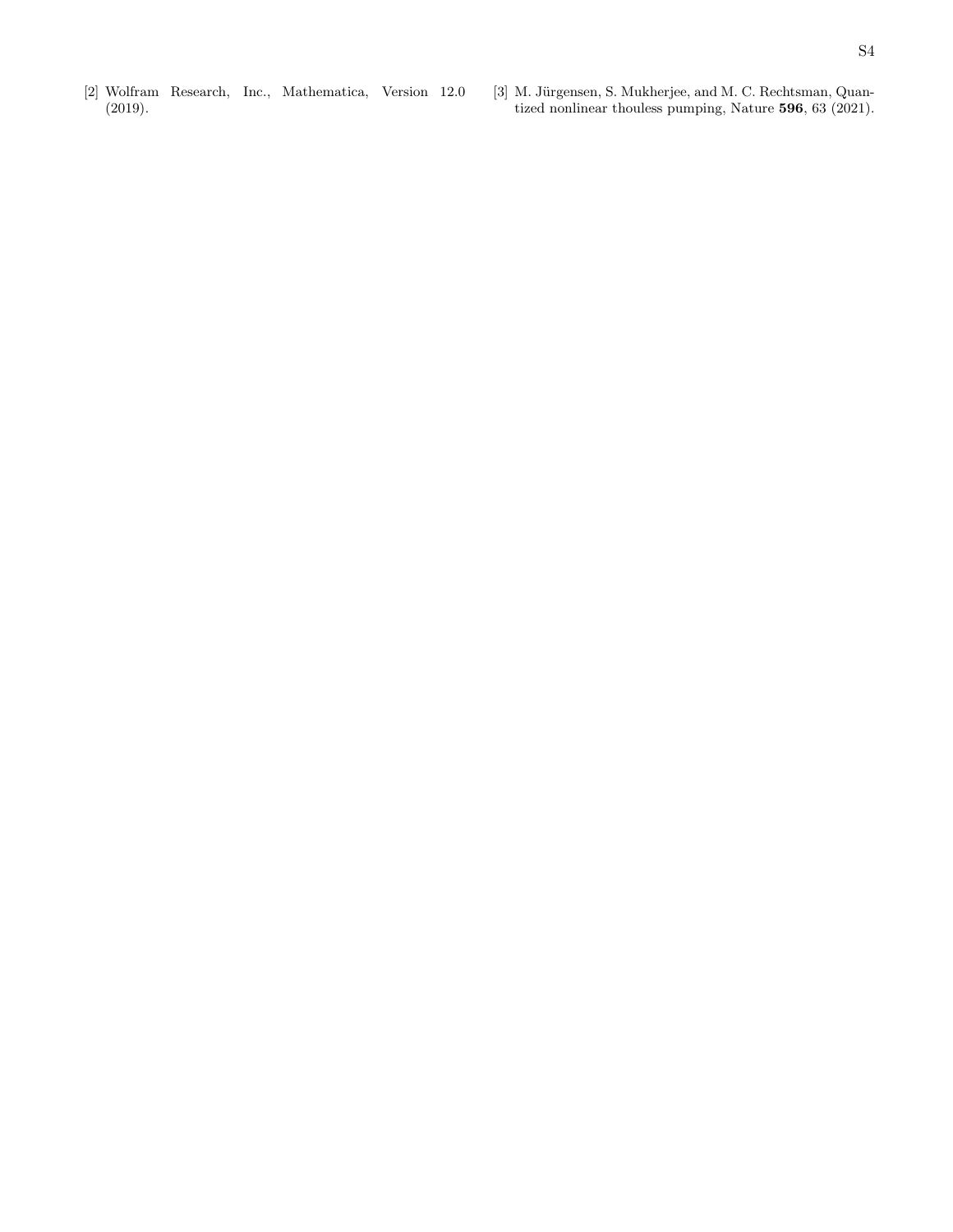[2] Wolfram Research, Inc., Mathematica, Version 12.0 (2019).

[3] M. Jürgensen, S. Mukherjee, and M. C. Rechtsman, Quantized nonlinear thouless pumping, Nature **596**, 63 (2021).